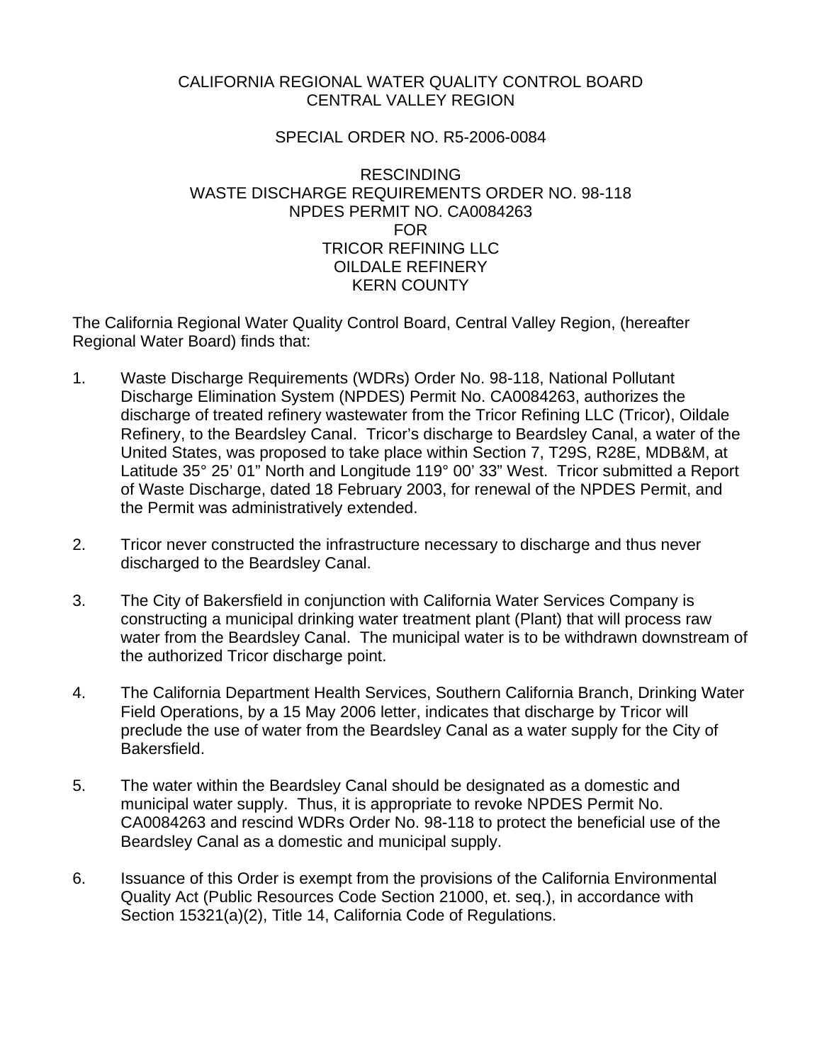# CALIFORNIA REGIONAL WATER QUALITY CONTROL BOARD
# CENTRAL VALLEY REGION

## SPECIAL ORDER NO. R5-2006-0084

## RESCINDING
## WASTE DISCHARGE REQUIREMENTS ORDER NO. 98-118
## NPDES PERMIT NO. CA0084263
## FOR
## TRICOR REFINING LLC
## OILDALE REFINERY
## KERN COUNTY

The California Regional Water Quality Control Board, Central Valley Region, (hereafter Regional Water Board) finds that:

1. Waste Discharge Requirements (WDRs) Order No. 98-118, National Pollutant Discharge Elimination System (NPDES) Permit No. CA0084263, authorizes the discharge of treated refinery wastewater from the Tricor Refining LLC (Tricor), Oildale Refinery, to the Beardsley Canal. Tricor's discharge to Beardsley Canal, a water of the United States, was proposed to take place within Section 7, T29S, R28E, MDB&M, at Latitude 35° 25' 01" North and Longitude 119° 00' 33" West. Tricor submitted a Report of Waste Discharge, dated 18 February 2003, for renewal of the NPDES Permit, and the Permit was administratively extended.

2. Tricor never constructed the infrastructure necessary to discharge and thus never discharged to the Beardsley Canal.

3. The City of Bakersfield in conjunction with California Water Services Company is constructing a municipal drinking water treatment plant (Plant) that will process raw water from the Beardsley Canal. The municipal water is to be withdrawn downstream of the authorized Tricor discharge point.

4. The California Department Health Services, Southern California Branch, Drinking Water Field Operations, by a 15 May 2006 letter, indicates that discharge by Tricor will preclude the use of water from the Beardsley Canal as a water supply for the City of Bakersfield.

5. The water within the Beardsley Canal should be designated as a domestic and municipal water supply. Thus, it is appropriate to revoke NPDES Permit No. CA0084263 and rescind WDRs Order No. 98-118 to protect the beneficial use of the Beardsley Canal as a domestic and municipal supply.

6. Issuance of this Order is exempt from the provisions of the California Environmental Quality Act (Public Resources Code Section 21000, et. seq.), in accordance with Section 15321(a)(2), Title 14, California Code of Regulations.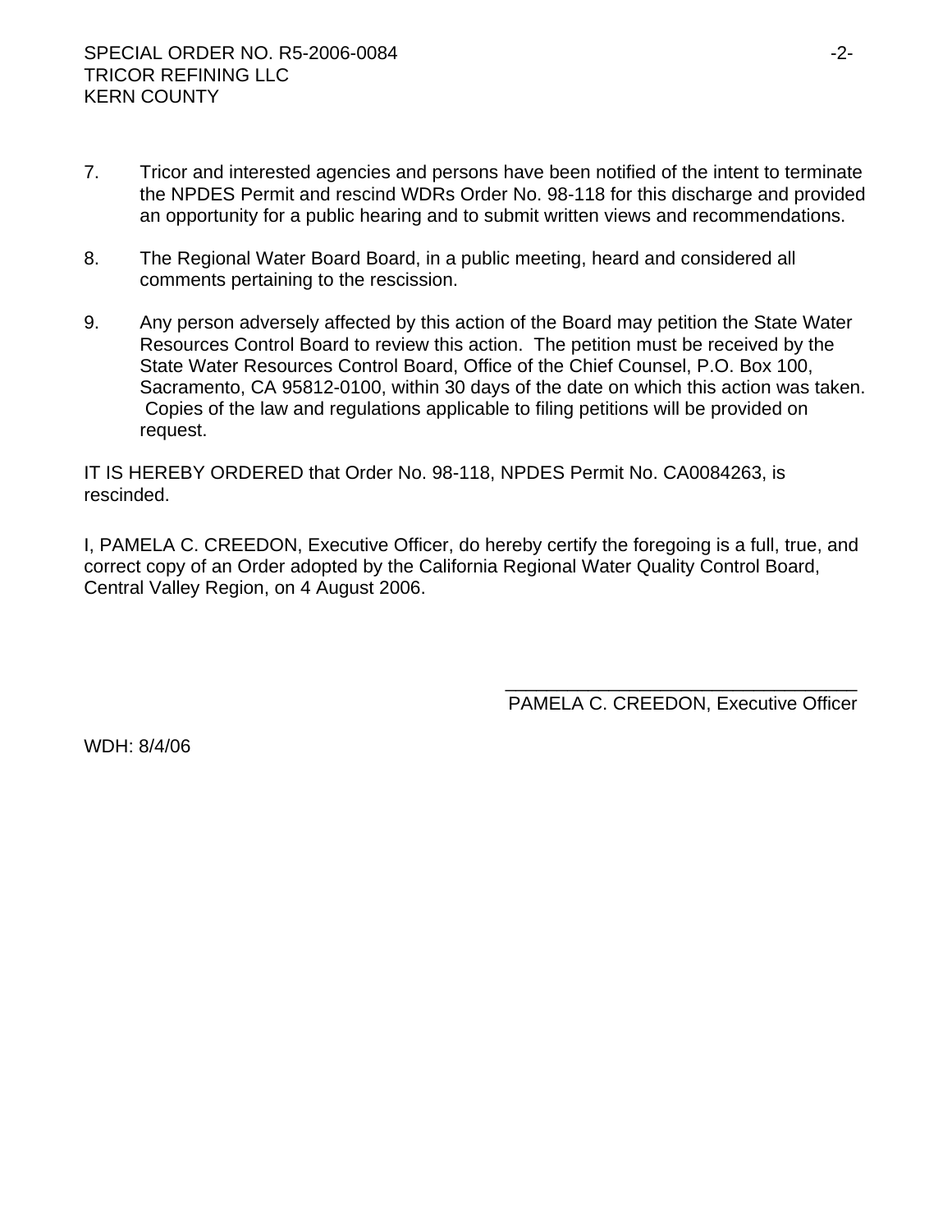7. Tricor and interested agencies and persons have been notified of the intent to terminate the NPDES Permit and rescind WDRs Order No. 98-118 for this discharge and provided an opportunity for a public hearing and to submit written views and recommendations.

8. The Regional Water Board Board, in a public meeting, heard and considered all comments pertaining to the rescission.

9. Any person adversely affected by this action of the Board may petition the State Water Resources Control Board to review this action. The petition must be received by the State Water Resources Control Board, Office of the Chief Counsel, P.O. Box 100, Sacramento, CA 95812-0100, within 30 days of the date on which this action was taken. Copies of the law and regulations applicable to filing petitions will be provided on request.

IT IS HEREBY ORDERED that Order No. 98-118, NPDES Permit No. CA0084263, is rescinded.

I, PAMELA C. CREEDON, Executive Officer, do hereby certify the foregoing is a full, true, and correct copy of an Order adopted by the California Regional Water Quality Control Board, Central Valley Region, on 4 August 2006.

\_\_\_\_\_\_\_\_\_\_\_\_\_\_\_\_\_\_\_\_\_\_\_\_\_\_\_\_\_\_\_\_\_\_\_\_

PAMELA C. CREEDON, Executive Officer

WDH: 8/4/06